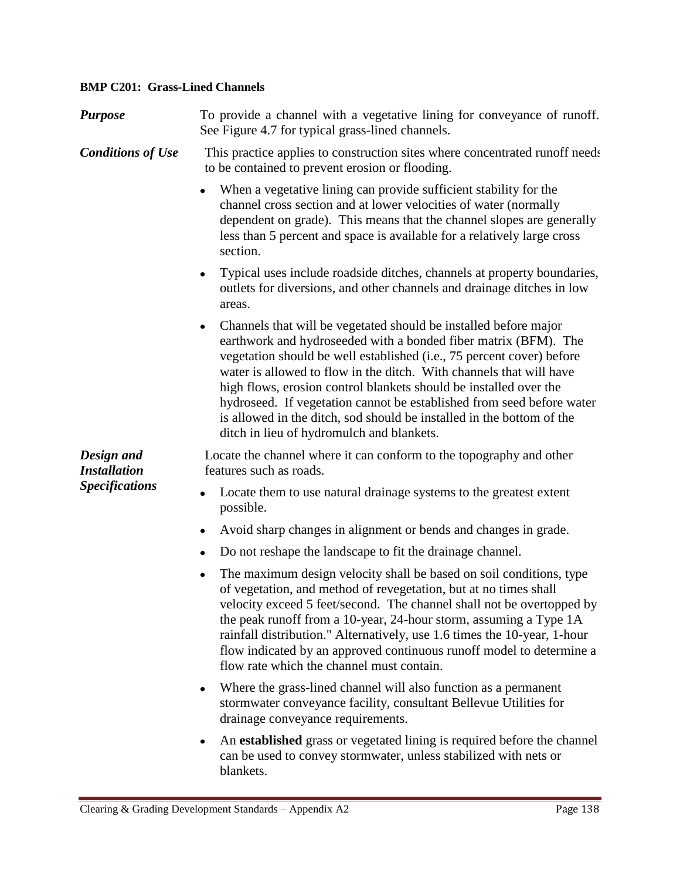**BMP C201: Grass-Lined Channels**

***Purpose***

To provide a channel with a vegetative lining for conveyance of runoff. See Figure 4.7 for typical grass-lined channels.

***Conditions of Use***

This practice applies to construction sites where concentrated runoff needs to be contained to prevent erosion or flooding.

- When a vegetative lining can provide sufficient stability for the channel cross section and at lower velocities of water (normally dependent on grade). This means that the channel slopes are generally less than 5 percent and space is available for a relatively large cross section.
- Typical uses include roadside ditches, channels at property boundaries, outlets for diversions, and other channels and drainage ditches in low areas.
- Channels that will be vegetated should be installed before major earthwork and hydroseeded with a bonded fiber matrix (BFM). The vegetation should be well established (i.e., 75 percent cover) before water is allowed to flow in the ditch. With channels that will have high flows, erosion control blankets should be installed over the hydroseed. If vegetation cannot be established from seed before water is allowed in the ditch, sod should be installed in the bottom of the ditch in lieu of hydromulch and blankets.

***Design and Installation Specifications***

Locate the channel where it can conform to the topography and other features such as roads.

- Locate them to use natural drainage systems to the greatest extent possible.
- Avoid sharp changes in alignment or bends and changes in grade.
- Do not reshape the landscape to fit the drainage channel.
- The maximum design velocity shall be based on soil conditions, type of vegetation, and method of revegetation, but at no times shall velocity exceed 5 feet/second. The channel shall not be overtopped by the peak runoff from a 10-year, 24-hour storm, assuming a Type 1A rainfall distribution." Alternatively, use 1.6 times the 10-year, 1-hour flow indicated by an approved continuous runoff model to determine a flow rate which the channel must contain.
- Where the grass-lined channel will also function as a permanent stormwater conveyance facility, consultant Bellevue Utilities for drainage conveyance requirements.
- An **established** grass or vegetated lining is required before the channel can be used to convey stormwater, unless stabilized with nets or blankets.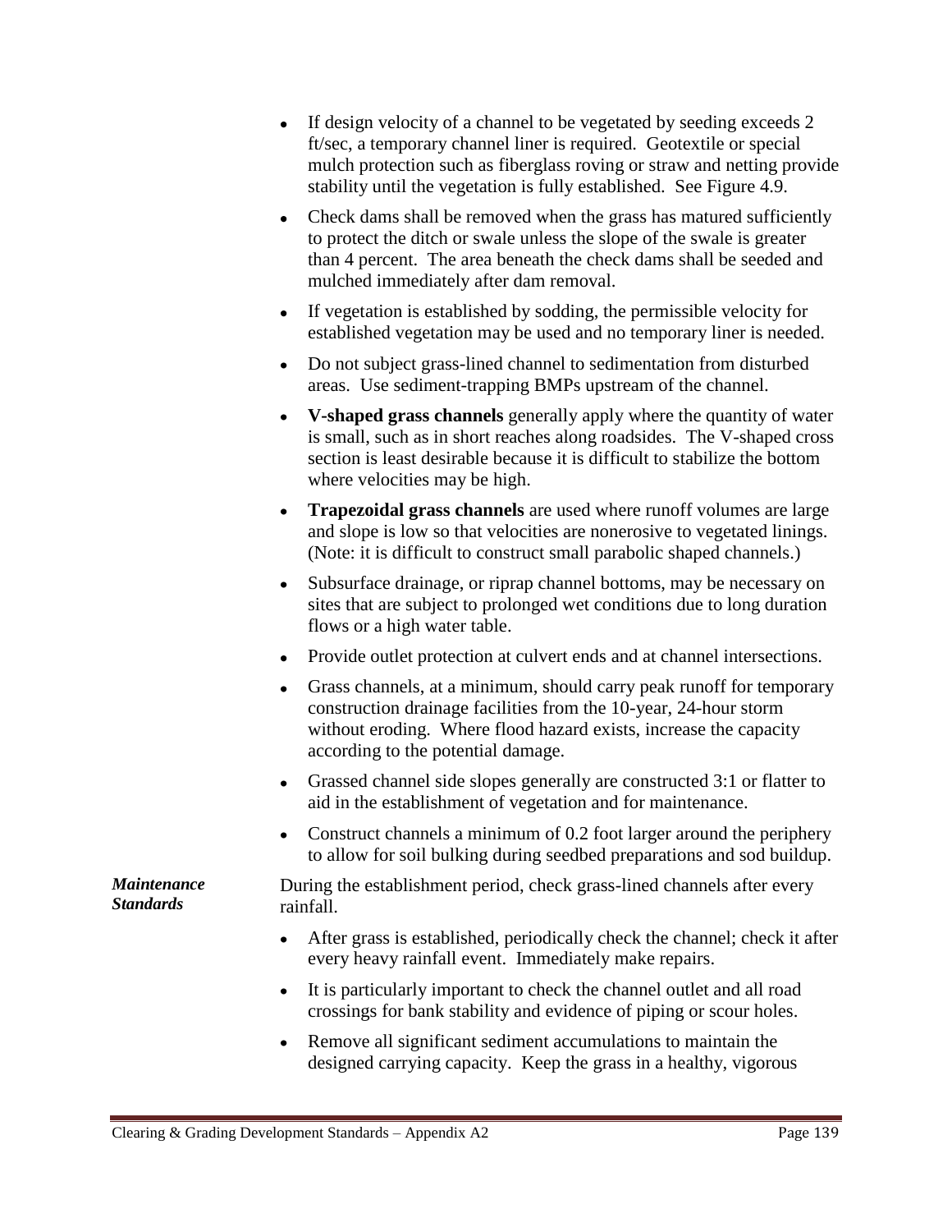- If design velocity of a channel to be vegetated by seeding exceeds 2 ft/sec, a temporary channel liner is required. Geotextile or special mulch protection such as fiberglass roving or straw and netting provide stability until the vegetation is fully established. See Figure 4.9.
- Check dams shall be removed when the grass has matured sufficiently to protect the ditch or swale unless the slope of the swale is greater than 4 percent. The area beneath the check dams shall be seeded and mulched immediately after dam removal.
- If vegetation is established by sodding, the permissible velocity for established vegetation may be used and no temporary liner is needed.
- Do not subject grass-lined channel to sedimentation from disturbed areas. Use sediment-trapping BMPs upstream of the channel.
- **V-shaped grass channels** generally apply where the quantity of water is small, such as in short reaches along roadsides. The V-shaped cross section is least desirable because it is difficult to stabilize the bottom where velocities may be high.
- **Trapezoidal grass channels** are used where runoff volumes are large and slope is low so that velocities are nonerosive to vegetated linings. (Note: it is difficult to construct small parabolic shaped channels.)
- Subsurface drainage, or riprap channel bottoms, may be necessary on sites that are subject to prolonged wet conditions due to long duration flows or a high water table.
- Provide outlet protection at culvert ends and at channel intersections.
- Grass channels, at a minimum, should carry peak runoff for temporary construction drainage facilities from the 10-year, 24-hour storm without eroding. Where flood hazard exists, increase the capacity according to the potential damage.
- Grassed channel side slopes generally are constructed 3:1 or flatter to aid in the establishment of vegetation and for maintenance.
- Construct channels a minimum of 0.2 foot larger around the periphery to allow for soil bulking during seedbed preparations and sod buildup.

***Maintenance Standards***

During the establishment period, check grass-lined channels after every rainfall.

- After grass is established, periodically check the channel; check it after every heavy rainfall event. Immediately make repairs.
- It is particularly important to check the channel outlet and all road crossings for bank stability and evidence of piping or scour holes.
- Remove all significant sediment accumulations to maintain the designed carrying capacity. Keep the grass in a healthy, vigorous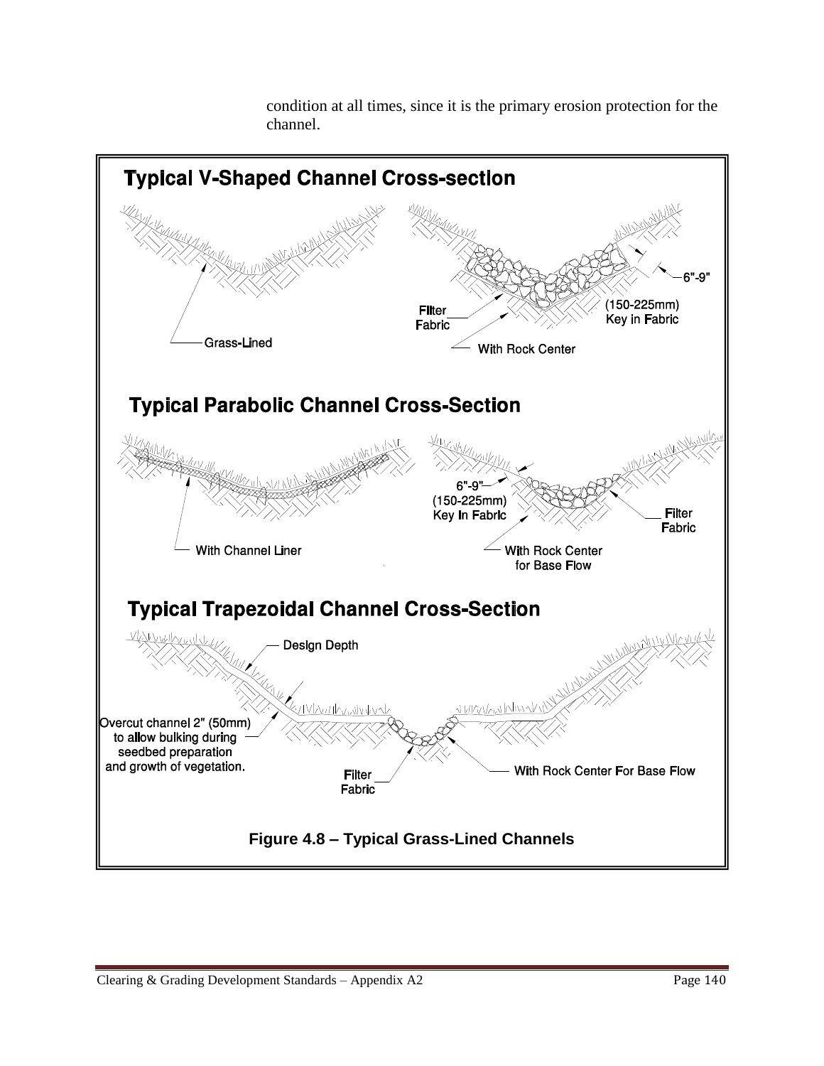condition at all times, since it is the primary erosion protection for the channel.

**Typical V-Shaped Channel Cross-section**

Grass-Lined

Filter Fabric

With Rock Center

6"-9" (150-225mm) Key in Fabric

**Typical Parabolic Channel Cross-Section**

With Channel Liner

6"-9" (150-225mm) Key In Fabric

Filter Fabric

With Rock Center for Base Flow

**Typical Trapezoidal Channel Cross-Section**

Design Depth

Overcut channel 2" (50mm) to allow bulking during seedbed preparation and growth of vegetation.

Filter Fabric

With Rock Center For Base Flow

**Figure 4.8 – Typical Grass-Lined Channels**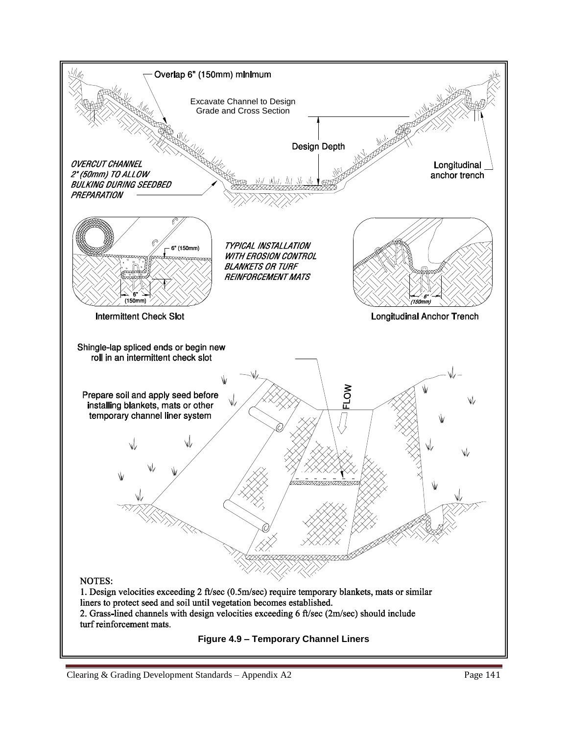Overlap 6" (150mm) minimum

Excavate Channel to Design Grade and Cross Section

Design Depth

*OVERCUT CHANNEL 2" (50mm) TO ALLOW BULKING DURING SEEDBED PREPARATION*

Longitudinal anchor trench

6" (150mm)

6" (150mm)

*TYPICAL INSTALLATION WITH EROSION CONTROL BLANKETS OR TURF REINFORCEMENT MATS*

*6" (150mm)*

Intermittent Check Slot

Longitudinal Anchor Trench

Shingle-lap spliced ends or begin new roll in an intermittent check slot

Prepare soil and apply seed before installing blankets, mats or other temporary channel liner system

FLOW

NOTES:

1. Design velocities exceeding 2 ft/sec (0.5m/sec) require temporary blankets, mats or similar liners to protect seed and soil until vegetation becomes established.
2. Grass-lined channels with design velocities exceeding 6 ft/sec (2m/sec) should include turf reinforcement mats.

**Figure 4.9 – Temporary Channel Liners**